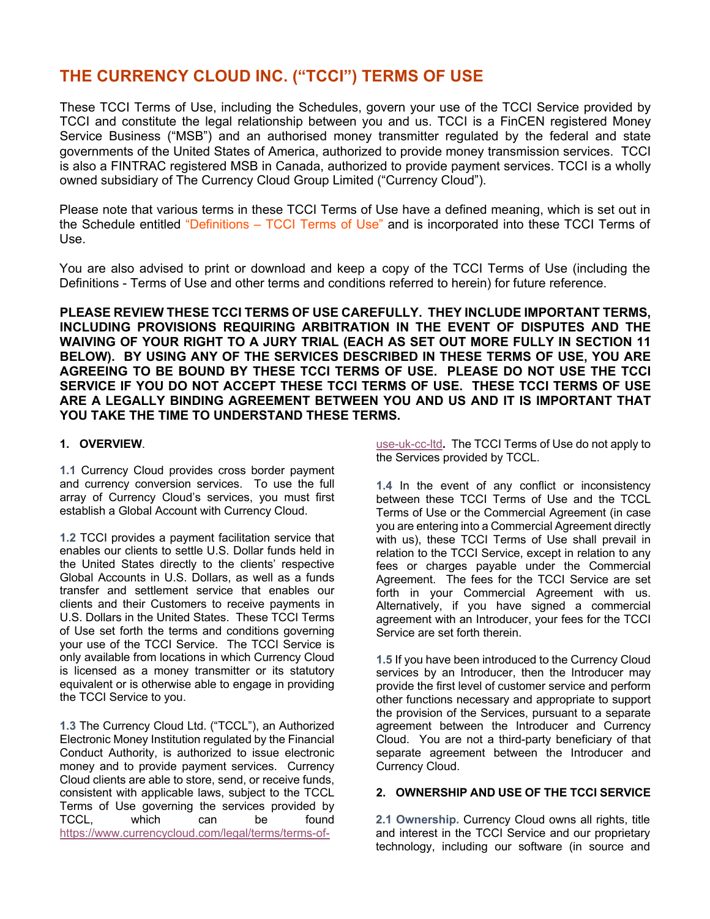# THE CURRENCY CLOUD INC. ("TCCI") TERMS OF USE

These TCCI Terms of Use, including the Schedules, govern your use of the TCCI Service provided by TCCI and constitute the legal relationship between you and us. TCCI is a FinCEN registered Money Service Business ("MSB") and an authorised money transmitter regulated by the federal and state governments of the United States of America, authorized to provide money transmission services. TCCI is also a FINTRAC registered MSB in Canada, authorized to provide payment services. TCCI is a wholly owned subsidiary of The Currency Cloud Group Limited ("Currency Cloud").

Please note that various terms in these TCCI Terms of Use have a defined meaning, which is set out in the Schedule entitled "Definitions – TCCI Terms of Use" and is incorporated into these TCCI Terms of Use.

You are also advised to print or download and keep a copy of the TCCI Terms of Use (including the Definitions - Terms of Use and other terms and conditions referred to herein) for future reference.

**PLEASE REVIEW THESE TCCI TERMS OF USE CAREFULLY. THEY INCLUDE IMPORTANT TERMS, INCLUDING PROVISIONS REQUIRING ARBITRATION IN THE EVENT OF DISPUTES AND THE WAIVING OF YOUR RIGHT TO A JURY TRIAL (EACH AS SET OUT MORE FULLY IN SECTION 11 BELOW). BY USING ANY OF THE SERVICES DESCRIBED IN THESE TERMS OF USE, YOU ARE AGREEING TO BE BOUND BY THESE TCCI TERMS OF USE. PLEASE DO NOT USE THE TCCI SERVICE IF YOU DO NOT ACCEPT THESE TCCI TERMS OF USE. THESE TCCI TERMS OF USE ARE A LEGALLY BINDING AGREEMENT BETWEEN YOU AND US AND IT IS IMPORTANT THAT YOU TAKE THE TIME TO UNDERSTAND THESE TERMS.**

## 1. OVERVIEW.

**1.1** Currency Cloud provides cross border payment and currency conversion services. To use the full array of Currency Cloud's services, you must first establish a Global Account with Currency Cloud.

**1.2** TCCI provides a payment facilitation service that enables our clients to settle U.S. Dollar funds held in the United States directly to the clients' respective Global Accounts in U.S. Dollars, as well as a funds transfer and settlement service that enables our clients and their Customers to receive payments in U.S. Dollars in the United States. These TCCI Terms of Use set forth the terms and conditions governing your use of the TCCI Service. The TCCI Service is only available from locations in which Currency Cloud is licensed as a money transmitter or its statutory equivalent or is otherwise able to engage in providing the TCCI Service to you.

**1.3** The Currency Cloud Ltd. ("TCCL"), an Authorized Electronic Money Institution regulated by the Financial Conduct Authority, is authorized to issue electronic money and to provide payment services. Currency Cloud clients are able to store, send, or receive funds, consistent with applicable laws, subject to the TCCL Terms of Use governing the services provided by TCCL, which can be found https://www.currencycloud.com/legal/terms/terms-of-use-uk-cc-ltd**.** The TCCI Terms of Use do not apply to the Services provided by TCCL.

**1.4** In the event of any conflict or inconsistency between these TCCI Terms of Use and the TCCL Terms of Use or the Commercial Agreement (in case you are entering into a Commercial Agreement directly with us), these TCCI Terms of Use shall prevail in relation to the TCCI Service, except in relation to any fees or charges payable under the Commercial Agreement. The fees for the TCCI Service are set forth in your Commercial Agreement with us. Alternatively, if you have signed a commercial agreement with an Introducer, your fees for the TCCI Service are set forth therein.

**1.5** If you have been introduced to the Currency Cloud services by an Introducer, then the Introducer may provide the first level of customer service and perform other functions necessary and appropriate to support the provision of the Services, pursuant to a separate agreement between the Introducer and Currency Cloud. You are not a third-party beneficiary of that separate agreement between the Introducer and Currency Cloud.

## 2. OWNERSHIP AND USE OF THE TCCI SERVICE

**2.1 Ownership.** Currency Cloud owns all rights, title and interest in the TCCI Service and our proprietary technology, including our software (in source and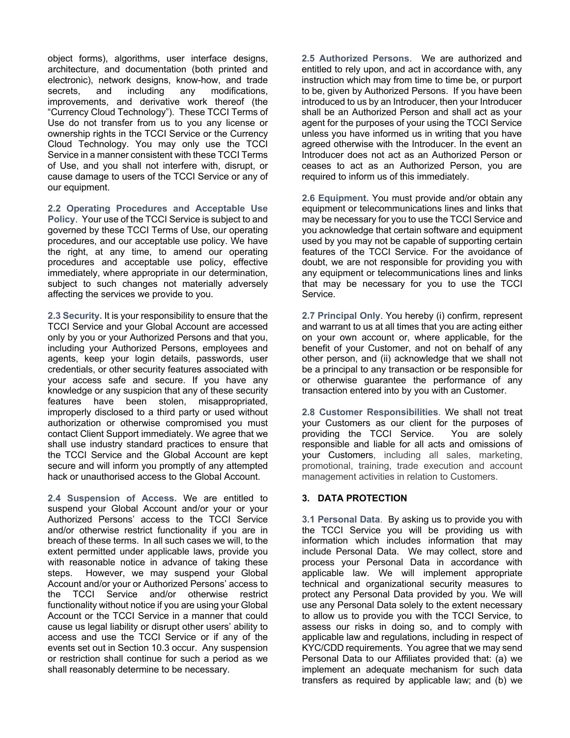object forms), algorithms, user interface designs, architecture, and documentation (both printed and electronic), network designs, know-how, and trade secrets, and including any modifications, improvements, and derivative work thereof (the "Currency Cloud Technology"). These TCCI Terms of Use do not transfer from us to you any license or ownership rights in the TCCI Service or the Currency Cloud Technology. You may only use the TCCI Service in a manner consistent with these TCCI Terms of Use, and you shall not interfere with, disrupt, or cause damage to users of the TCCI Service or any of our equipment.

**2.2 Operating Procedures and Acceptable Use Policy**. Your use of the TCCI Service is subject to and governed by these TCCI Terms of Use, our operating procedures, and our acceptable use policy. We have the right, at any time, to amend our operating procedures and acceptable use policy, effective immediately, where appropriate in our determination, subject to such changes not materially adversely affecting the services we provide to you.

**2.3 Security.** It is your responsibility to ensure that the TCCI Service and your Global Account are accessed only by you or your Authorized Persons and that you, including your Authorized Persons, employees and agents, keep your login details, passwords, user credentials, or other security features associated with your access safe and secure. If you have any knowledge or any suspicion that any of these security features have been stolen, misappropriated, improperly disclosed to a third party or used without authorization or otherwise compromised you must contact Client Support immediately. We agree that we shall use industry standard practices to ensure that the TCCI Service and the Global Account are kept secure and will inform you promptly of any attempted hack or unauthorised access to the Global Account.

**2.4 Suspension of Access.** We are entitled to suspend your Global Account and/or your or your Authorized Persons' access to the TCCI Service and/or otherwise restrict functionality if you are in breach of these terms. In all such cases we will, to the extent permitted under applicable laws, provide you with reasonable notice in advance of taking these steps. However, we may suspend your Global Account and/or your or Authorized Persons' access to the TCCI Service and/or otherwise restrict functionality without notice if you are using your Global Account or the TCCI Service in a manner that could cause us legal liability or disrupt other users' ability to access and use the TCCI Service or if any of the events set out in Section 10.3 occur. Any suspension or restriction shall continue for such a period as we shall reasonably determine to be necessary.

**2.5 Authorized Persons**. We are authorized and entitled to rely upon, and act in accordance with, any instruction which may from time to time be, or purport to be, given by Authorized Persons. If you have been introduced to us by an Introducer, then your Introducer shall be an Authorized Person and shall act as your agent for the purposes of your using the TCCI Service unless you have informed us in writing that you have agreed otherwise with the Introducer. In the event an Introducer does not act as an Authorized Person or ceases to act as an Authorized Person, you are required to inform us of this immediately.

**2.6 Equipment.** You must provide and/or obtain any equipment or telecommunications lines and links that may be necessary for you to use the TCCI Service and you acknowledge that certain software and equipment used by you may not be capable of supporting certain features of the TCCI Service. For the avoidance of doubt, we are not responsible for providing you with any equipment or telecommunications lines and links that may be necessary for you to use the TCCI Service.

**2.7 Principal Only**. You hereby (i) confirm, represent and warrant to us at all times that you are acting either on your own account or, where applicable, for the benefit of your Customer, and not on behalf of any other person, and (ii) acknowledge that we shall not be a principal to any transaction or be responsible for or otherwise guarantee the performance of any transaction entered into by you with an Customer.

**2.8 Customer Responsibilities**. We shall not treat your Customers as our client for the purposes of providing the TCCI Service. You are solely responsible and liable for all acts and omissions of your Customers, including all sales, marketing, promotional, training, trade execution and account management activities in relation to Customers.

## 3. DATA PROTECTION

**3.1 Personal Data**. By asking us to provide you with the TCCI Service you will be providing us with information which includes information that may include Personal Data. We may collect, store and process your Personal Data in accordance with applicable law. We will implement appropriate technical and organizational security measures to protect any Personal Data provided by you. We will use any Personal Data solely to the extent necessary to allow us to provide you with the TCCI Service, to assess our risks in doing so, and to comply with applicable law and regulations, including in respect of KYC/CDD requirements. You agree that we may send Personal Data to our Affiliates provided that: (a) we implement an adequate mechanism for such data transfers as required by applicable law; and (b) we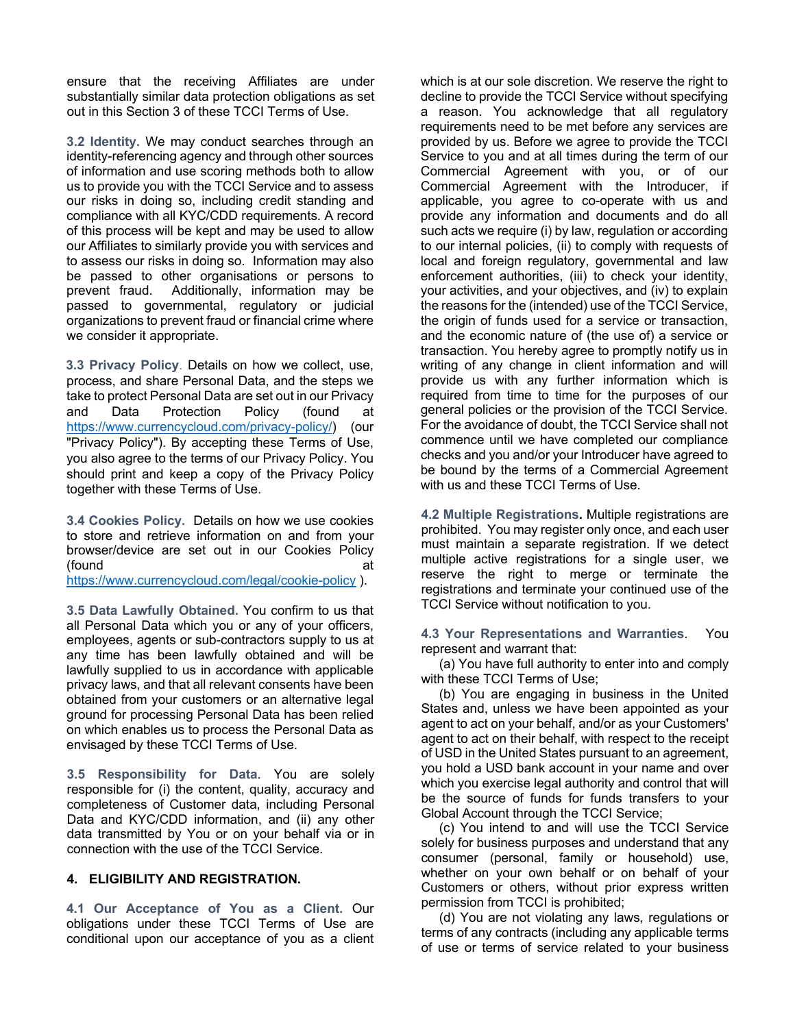ensure that the receiving Affiliates are under substantially similar data protection obligations as set out in this Section 3 of these TCCI Terms of Use.

**3.2 Identity.** We may conduct searches through an identity-referencing agency and through other sources of information and use scoring methods both to allow us to provide you with the TCCI Service and to assess our risks in doing so, including credit standing and compliance with all KYC/CDD requirements. A record of this process will be kept and may be used to allow our Affiliates to similarly provide you with services and to assess our risks in doing so. Information may also be passed to other organisations or persons to prevent fraud. Additionally, information may be passed to governmental, regulatory or judicial organizations to prevent fraud or financial crime where we consider it appropriate.

**3.3 Privacy Policy**. Details on how we collect, use, process, and share Personal Data, and the steps we take to protect Personal Data are set out in our Privacy and Data Protection Policy (found at https://www.currencycloud.com/privacy-policy/) (our "Privacy Policy"). By accepting these Terms of Use, you also agree to the terms of our Privacy Policy. You should print and keep a copy of the Privacy Policy together with these Terms of Use.

**3.4 Cookies Policy.** Details on how we use cookies to store and retrieve information on and from your browser/device are set out in our Cookies Policy (found at https://www.currencycloud.com/legal/cookie-policy ).

**3.5 Data Lawfully Obtained.** You confirm to us that all Personal Data which you or any of your officers, employees, agents or sub-contractors supply to us at any time has been lawfully obtained and will be lawfully supplied to us in accordance with applicable privacy laws, and that all relevant consents have been obtained from your customers or an alternative legal ground for processing Personal Data has been relied on which enables us to process the Personal Data as envisaged by these TCCI Terms of Use.

**3.5 Responsibility for Data**. You are solely responsible for (i) the content, quality, accuracy and completeness of Customer data, including Personal Data and KYC/CDD information, and (ii) any other data transmitted by You or on your behalf via or in connection with the use of the TCCI Service.

## 4. ELIGIBILITY AND REGISTRATION.

**4.1 Our Acceptance of You as a Client.** Our obligations under these TCCI Terms of Use are conditional upon our acceptance of you as a client which is at our sole discretion. We reserve the right to decline to provide the TCCI Service without specifying a reason. You acknowledge that all regulatory requirements need to be met before any services are provided by us. Before we agree to provide the TCCI Service to you and at all times during the term of our Commercial Agreement with you, or of our Commercial Agreement with the Introducer, if applicable, you agree to co-operate with us and provide any information and documents and do all such acts we require (i) by law, regulation or according to our internal policies, (ii) to comply with requests of local and foreign regulatory, governmental and law enforcement authorities, (iii) to check your identity, your activities, and your objectives, and (iv) to explain the reasons for the (intended) use of the TCCI Service, the origin of funds used for a service or transaction, and the economic nature of (the use of) a service or transaction. You hereby agree to promptly notify us in writing of any change in client information and will provide us with any further information which is required from time to time for the purposes of our general policies or the provision of the TCCI Service. For the avoidance of doubt, the TCCI Service shall not commence until we have completed our compliance checks and you and/or your Introducer have agreed to be bound by the terms of a Commercial Agreement with us and these TCCI Terms of Use.

**4.2 Multiple Registrations.** Multiple registrations are prohibited. You may register only once, and each user must maintain a separate registration. If we detect multiple active registrations for a single user, we reserve the right to merge or terminate the registrations and terminate your continued use of the TCCI Service without notification to you.

**4.3 Your Representations and Warranties**. You represent and warrant that:

(a) You have full authority to enter into and comply with these TCCI Terms of Use;

(b) You are engaging in business in the United States and, unless we have been appointed as your agent to act on your behalf, and/or as your Customers' agent to act on their behalf, with respect to the receipt of USD in the United States pursuant to an agreement, you hold a USD bank account in your name and over which you exercise legal authority and control that will be the source of funds for funds transfers to your Global Account through the TCCI Service;

(c) You intend to and will use the TCCI Service solely for business purposes and understand that any consumer (personal, family or household) use, whether on your own behalf or on behalf of your Customers or others, without prior express written permission from TCCI is prohibited;

(d) You are not violating any laws, regulations or terms of any contracts (including any applicable terms of use or terms of service related to your business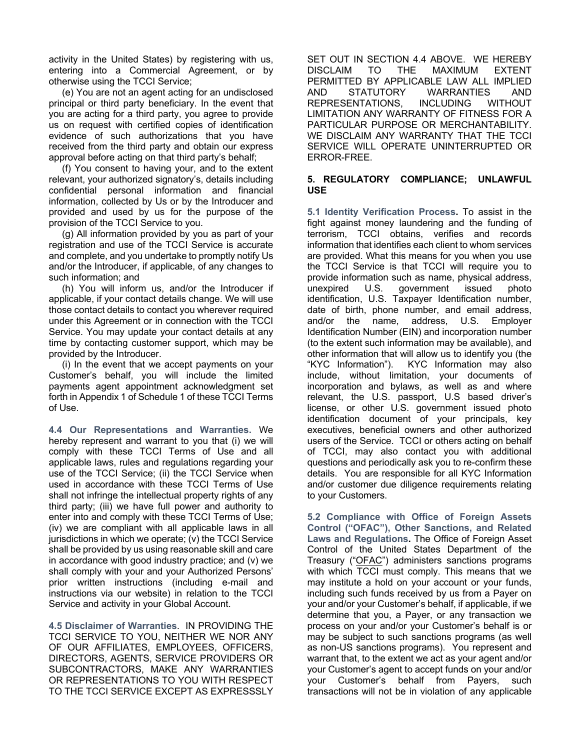activity in the United States) by registering with us, entering into a Commercial Agreement, or by otherwise using the TCCI Service;

(e) You are not an agent acting for an undisclosed principal or third party beneficiary. In the event that you are acting for a third party, you agree to provide us on request with certified copies of identification evidence of such authorizations that you have received from the third party and obtain our express approval before acting on that third party's behalf;

(f) You consent to having your, and to the extent relevant, your authorized signatory's, details including confidential personal information and financial information, collected by Us or by the Introducer and provided and used by us for the purpose of the provision of the TCCI Service to you.

(g) All information provided by you as part of your registration and use of the TCCI Service is accurate and complete, and you undertake to promptly notify Us and/or the Introducer, if applicable, of any changes to such information; and

(h) You will inform us, and/or the Introducer if applicable, if your contact details change. We will use those contact details to contact you wherever required under this Agreement or in connection with the TCCI Service. You may update your contact details at any time by contacting customer support, which may be provided by the Introducer.

(i) In the event that we accept payments on your Customer's behalf, you will include the limited payments agent appointment acknowledgment set forth in Appendix 1 of Schedule 1 of these TCCI Terms of Use.

**4.4 Our Representations and Warranties.** We hereby represent and warrant to you that (i) we will comply with these TCCI Terms of Use and all applicable laws, rules and regulations regarding your use of the TCCI Service; (ii) the TCCI Service when used in accordance with these TCCI Terms of Use shall not infringe the intellectual property rights of any third party; (iii) we have full power and authority to enter into and comply with these TCCI Terms of Use; (iv) we are compliant with all applicable laws in all jurisdictions in which we operate; (v) the TCCI Service shall be provided by us using reasonable skill and care in accordance with good industry practice; and (v) we shall comply with your and your Authorized Persons' prior written instructions (including e-mail and instructions via our website) in relation to the TCCI Service and activity in your Global Account.

**4.5 Disclaimer of Warranties**. IN PROVIDING THE TCCI SERVICE TO YOU, NEITHER WE NOR ANY OF OUR AFFILIATES, EMPLOYEES, OFFICERS, DIRECTORS, AGENTS, SERVICE PROVIDERS OR SUBCONTRACTORS, MAKE ANY WARRANTIES OR REPRESENTATIONS TO YOU WITH RESPECT TO THE TCCI SERVICE EXCEPT AS EXPRESSSLY SET OUT IN SECTION 4.4 ABOVE. WE HEREBY DISCLAIM TO THE MAXIMUM EXTENT PERMITTED BY APPLICABLE LAW ALL IMPLIED AND STATUTORY WARRANTIES AND REPRESENTATIONS, INCLUDING WITHOUT LIMITATION ANY WARRANTY OF FITNESS FOR A PARTICULAR PURPOSE OR MERCHANTABILITY. WE DISCLAIM ANY WARRANTY THAT THE TCCI SERVICE WILL OPERATE UNINTERRUPTED OR ERROR-FREE.

## 5. REGULATORY COMPLIANCE; UNLAWFUL USE

**5.1 Identity Verification Process.** To assist in the fight against money laundering and the funding of terrorism, TCCI obtains, verifies and records information that identifies each client to whom services are provided. What this means for you when you use the TCCI Service is that TCCI will require you to provide information such as name, physical address, unexpired U.S. government issued photo identification, U.S. Taxpayer Identification number, date of birth, phone number, and email address, and/or the name, address, U.S. Employer Identification Number (EIN) and incorporation number (to the extent such information may be available), and other information that will allow us to identify you (the "KYC Information"). KYC Information may also include, without limitation, your documents of incorporation and bylaws, as well as and where relevant, the U.S. passport, U.S based driver's license, or other U.S. government issued photo identification document of your principals, key executives, beneficial owners and other authorized users of the Service. TCCI or others acting on behalf of TCCI, may also contact you with additional questions and periodically ask you to re-confirm these details. You are responsible for all KYC Information and/or customer due diligence requirements relating to your Customers.

**5.2 Compliance with Office of Foreign Assets Control ("OFAC"), Other Sanctions, and Related Laws and Regulations.** The Office of Foreign Asset Control of the United States Department of the Treasury ("OFAC") administers sanctions programs with which TCCI must comply. This means that we may institute a hold on your account or your funds, including such funds received by us from a Payer on your and/or your Customer's behalf, if applicable, if we determine that you, a Payer, or any transaction we process on your and/or your Customer's behalf is or may be subject to such sanctions programs (as well as non-US sanctions programs). You represent and warrant that, to the extent we act as your agent and/or your Customer's agent to accept funds on your and/or your Customer's behalf from Payers, such transactions will not be in violation of any applicable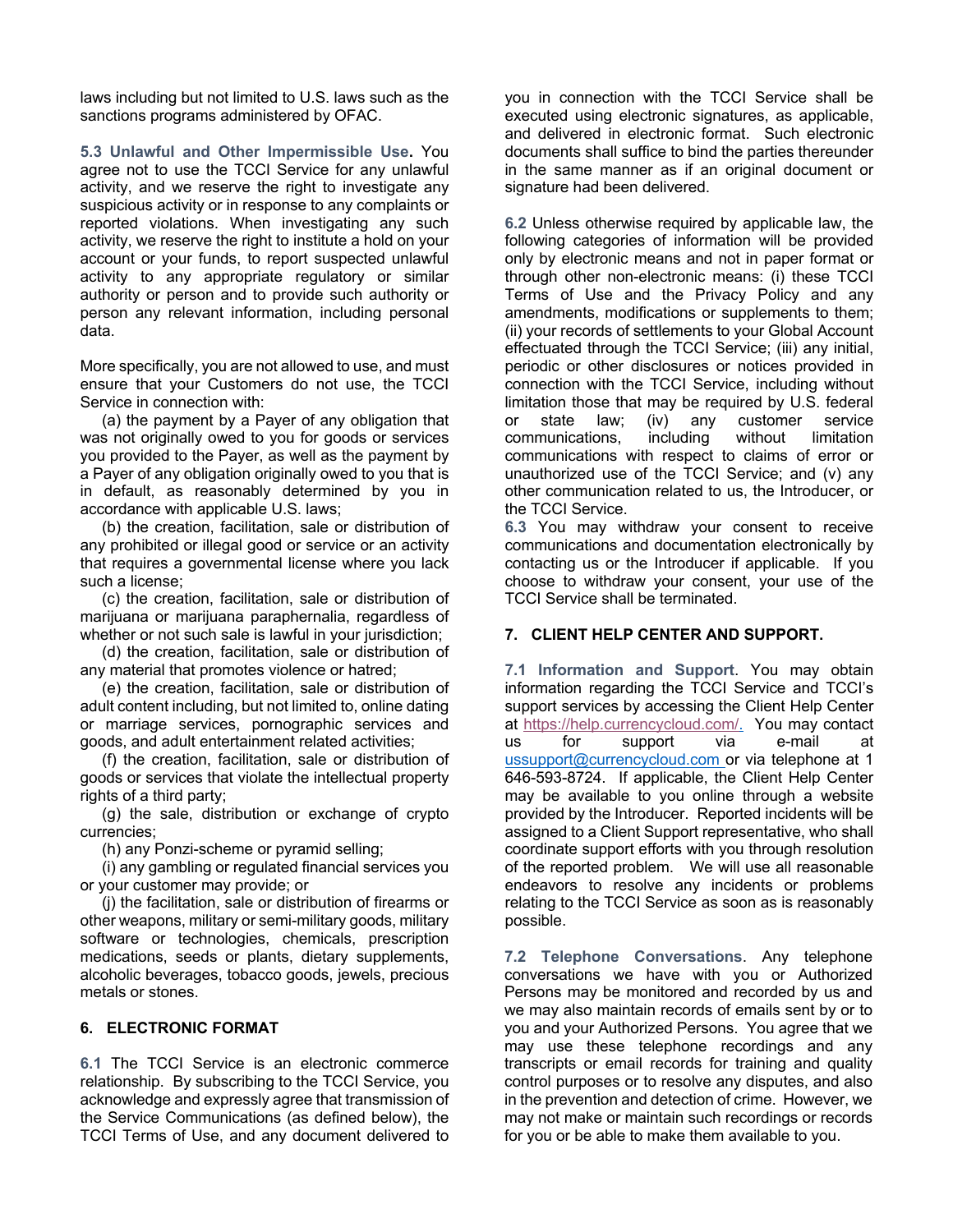laws including but not limited to U.S. laws such as the sanctions programs administered by OFAC.

**5.3 Unlawful and Other Impermissible Use.** You agree not to use the TCCI Service for any unlawful activity, and we reserve the right to investigate any suspicious activity or in response to any complaints or reported violations. When investigating any such activity, we reserve the right to institute a hold on your account or your funds, to report suspected unlawful activity to any appropriate regulatory or similar authority or person and to provide such authority or person any relevant information, including personal data.

More specifically, you are not allowed to use, and must ensure that your Customers do not use, the TCCI Service in connection with:

(a) the payment by a Payer of any obligation that was not originally owed to you for goods or services you provided to the Payer, as well as the payment by a Payer of any obligation originally owed to you that is in default, as reasonably determined by you in accordance with applicable U.S. laws;

(b) the creation, facilitation, sale or distribution of any prohibited or illegal good or service or an activity that requires a governmental license where you lack such a license;

(c) the creation, facilitation, sale or distribution of marijuana or marijuana paraphernalia, regardless of whether or not such sale is lawful in your jurisdiction;

(d) the creation, facilitation, sale or distribution of any material that promotes violence or hatred;

(e) the creation, facilitation, sale or distribution of adult content including, but not limited to, online dating or marriage services, pornographic services and goods, and adult entertainment related activities;

(f) the creation, facilitation, sale or distribution of goods or services that violate the intellectual property rights of a third party;

(g) the sale, distribution or exchange of crypto currencies;

(h) any Ponzi-scheme or pyramid selling;

(i) any gambling or regulated financial services you or your customer may provide; or

(j) the facilitation, sale or distribution of firearms or other weapons, military or semi-military goods, military software or technologies, chemicals, prescription medications, seeds or plants, dietary supplements, alcoholic beverages, tobacco goods, jewels, precious metals or stones.

## 6. ELECTRONIC FORMAT

**6.1** The TCCI Service is an electronic commerce relationship. By subscribing to the TCCI Service, you acknowledge and expressly agree that transmission of the Service Communications (as defined below), the TCCI Terms of Use, and any document delivered to you in connection with the TCCI Service shall be executed using electronic signatures, as applicable, and delivered in electronic format. Such electronic documents shall suffice to bind the parties thereunder in the same manner as if an original document or signature had been delivered.

**6.2** Unless otherwise required by applicable law, the following categories of information will be provided only by electronic means and not in paper format or through other non-electronic means: (i) these TCCI Terms of Use and the Privacy Policy and any amendments, modifications or supplements to them; (ii) your records of settlements to your Global Account effectuated through the TCCI Service; (iii) any initial, periodic or other disclosures or notices provided in connection with the TCCI Service, including without limitation those that may be required by U.S. federal or state law; (iv) any customer service communications, including without limitation communications with respect to claims of error or unauthorized use of the TCCI Service; and (v) any other communication related to us, the Introducer, or the TCCI Service.

**6.3** You may withdraw your consent to receive communications and documentation electronically by contacting us or the Introducer if applicable. If you choose to withdraw your consent, your use of the TCCI Service shall be terminated.

## 7. CLIENT HELP CENTER AND SUPPORT.

**7.1 Information and Support**. You may obtain information regarding the TCCI Service and TCCI's support services by accessing the Client Help Center at https://help.currencycloud.com/. You may contact us for support via e-mail at ussupport@currencycloud.com or via telephone at 1 646-593-8724. If applicable, the Client Help Center may be available to you online through a website provided by the Introducer. Reported incidents will be assigned to a Client Support representative, who shall coordinate support efforts with you through resolution of the reported problem. We will use all reasonable endeavors to resolve any incidents or problems relating to the TCCI Service as soon as is reasonably possible.

**7.2 Telephone Conversations**. Any telephone conversations we have with you or Authorized Persons may be monitored and recorded by us and we may also maintain records of emails sent by or to you and your Authorized Persons. You agree that we may use these telephone recordings and any transcripts or email records for training and quality control purposes or to resolve any disputes, and also in the prevention and detection of crime. However, we may not make or maintain such recordings or records for you or be able to make them available to you.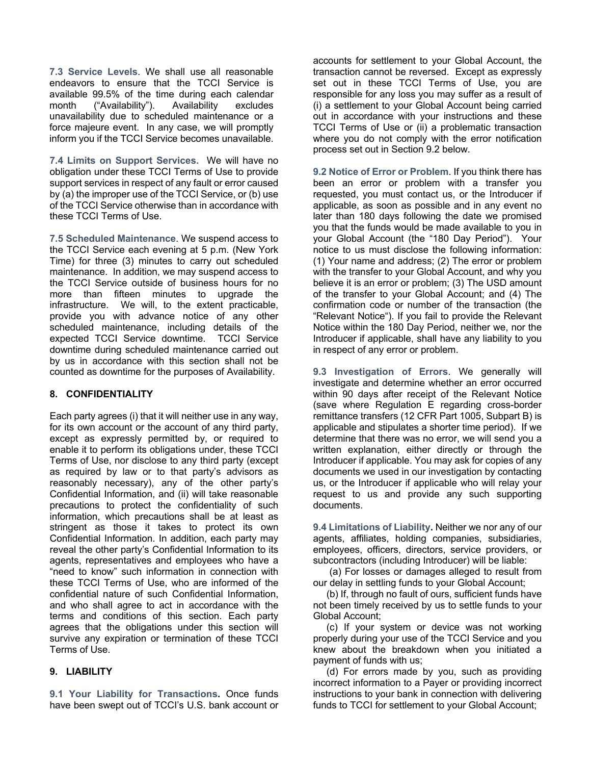**7.3 Service Levels**. We shall use all reasonable endeavors to ensure that the TCCI Service is available 99.5% of the time during each calendar month ("Availability"). Availability excludes unavailability due to scheduled maintenance or a force majeure event. In any case, we will promptly inform you if the TCCI Service becomes unavailable.

**7.4 Limits on Support Services.** We will have no obligation under these TCCI Terms of Use to provide support services in respect of any fault or error caused by (a) the improper use of the TCCI Service, or (b) use of the TCCI Service otherwise than in accordance with these TCCI Terms of Use.

**7.5 Scheduled Maintenance**. We suspend access to the TCCI Service each evening at 5 p.m. (New York Time) for three (3) minutes to carry out scheduled maintenance. In addition, we may suspend access to the TCCI Service outside of business hours for no more than fifteen minutes to upgrade the infrastructure. We will, to the extent practicable, provide you with advance notice of any other scheduled maintenance, including details of the expected TCCI Service downtime. TCCI Service downtime during scheduled maintenance carried out by us in accordance with this section shall not be counted as downtime for the purposes of Availability.

## 8. CONFIDENTIALITY

Each party agrees (i) that it will neither use in any way, for its own account or the account of any third party, except as expressly permitted by, or required to enable it to perform its obligations under, these TCCI Terms of Use, nor disclose to any third party (except as required by law or to that party's advisors as reasonably necessary), any of the other party's Confidential Information, and (ii) will take reasonable precautions to protect the confidentiality of such information, which precautions shall be at least as stringent as those it takes to protect its own Confidential Information. In addition, each party may reveal the other party's Confidential Information to its agents, representatives and employees who have a "need to know" such information in connection with these TCCI Terms of Use, who are informed of the confidential nature of such Confidential Information, and who shall agree to act in accordance with the terms and conditions of this section. Each party agrees that the obligations under this section will survive any expiration or termination of these TCCI Terms of Use.

## 9. LIABILITY

**9.1 Your Liability for Transactions.** Once funds have been swept out of TCCI's U.S. bank account or accounts for settlement to your Global Account, the transaction cannot be reversed. Except as expressly set out in these TCCI Terms of Use, you are responsible for any loss you may suffer as a result of (i) a settlement to your Global Account being carried out in accordance with your instructions and these TCCI Terms of Use or (ii) a problematic transaction where you do not comply with the error notification process set out in Section 9.2 below.

**9.2 Notice of Error or Problem**. If you think there has been an error or problem with a transfer you requested, you must contact us, or the Introducer if applicable, as soon as possible and in any event no later than 180 days following the date we promised you that the funds would be made available to you in your Global Account (the "180 Day Period"). Your notice to us must disclose the following information: (1) Your name and address; (2) The error or problem with the transfer to your Global Account, and why you believe it is an error or problem; (3) The USD amount of the transfer to your Global Account; and (4) The confirmation code or number of the transaction (the "Relevant Notice"). If you fail to provide the Relevant Notice within the 180 Day Period, neither we, nor the Introducer if applicable, shall have any liability to you in respect of any error or problem.

**9.3 Investigation of Errors**. We generally will investigate and determine whether an error occurred within 90 days after receipt of the Relevant Notice (save where Regulation E regarding cross-border remittance transfers (12 CFR Part 1005, Subpart B) is applicable and stipulates a shorter time period). If we determine that there was no error, we will send you a written explanation, either directly or through the Introducer if applicable. You may ask for copies of any documents we used in our investigation by contacting us, or the Introducer if applicable who will relay your request to us and provide any such supporting documents.

**9.4 Limitations of Liability.** Neither we nor any of our agents, affiliates, holding companies, subsidiaries, employees, officers, directors, service providers, or subcontractors (including Introducer) will be liable:

(a) For losses or damages alleged to result from our delay in settling funds to your Global Account;

(b) If, through no fault of ours, sufficient funds have not been timely received by us to settle funds to your Global Account;

(c) If your system or device was not working properly during your use of the TCCI Service and you knew about the breakdown when you initiated a payment of funds with us;

(d) For errors made by you, such as providing incorrect information to a Payer or providing incorrect instructions to your bank in connection with delivering funds to TCCI for settlement to your Global Account;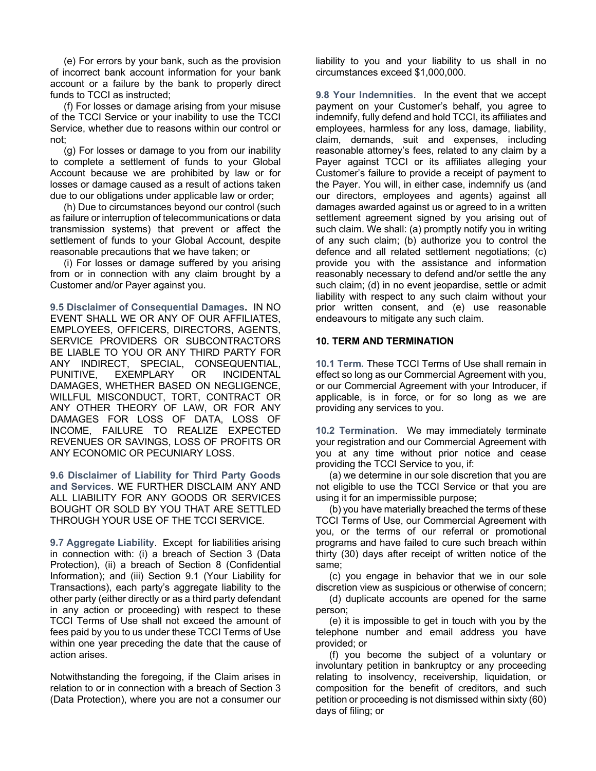(e) For errors by your bank, such as the provision of incorrect bank account information for your bank account or a failure by the bank to properly direct funds to TCCI as instructed;

(f) For losses or damage arising from your misuse of the TCCI Service or your inability to use the TCCI Service, whether due to reasons within our control or not;

(g) For losses or damage to you from our inability to complete a settlement of funds to your Global Account because we are prohibited by law or for losses or damage caused as a result of actions taken due to our obligations under applicable law or order;

(h) Due to circumstances beyond our control (such as failure or interruption of telecommunications or data transmission systems) that prevent or affect the settlement of funds to your Global Account, despite reasonable precautions that we have taken; or

(i) For losses or damage suffered by you arising from or in connection with any claim brought by a Customer and/or Payer against you.

**9.5 Disclaimer of Consequential Damages.** IN NO EVENT SHALL WE OR ANY OF OUR AFFILIATES, EMPLOYEES, OFFICERS, DIRECTORS, AGENTS, SERVICE PROVIDERS OR SUBCONTRACTORS BE LIABLE TO YOU OR ANY THIRD PARTY FOR ANY INDIRECT, SPECIAL, CONSEQUENTIAL, PUNITIVE, EXEMPLARY OR INCIDENTAL DAMAGES, WHETHER BASED ON NEGLIGENCE, WILLFUL MISCONDUCT, TORT, CONTRACT OR ANY OTHER THEORY OF LAW, OR FOR ANY DAMAGES FOR LOSS OF DATA, LOSS OF INCOME, FAILURE TO REALIZE EXPECTED REVENUES OR SAVINGS, LOSS OF PROFITS OR ANY ECONOMIC OR PECUNIARY LOSS.

**9.6 Disclaimer of Liability for Third Party Goods and Services**. WE FURTHER DISCLAIM ANY AND ALL LIABILITY FOR ANY GOODS OR SERVICES BOUGHT OR SOLD BY YOU THAT ARE SETTLED THROUGH YOUR USE OF THE TCCI SERVICE.

**9.7 Aggregate Liability**. Except for liabilities arising in connection with: (i) a breach of Section 3 (Data Protection), (ii) a breach of Section 8 (Confidential Information); and (iii) Section 9.1 (Your Liability for Transactions), each party's aggregate liability to the other party (either directly or as a third party defendant in any action or proceeding) with respect to these TCCI Terms of Use shall not exceed the amount of fees paid by you to us under these TCCI Terms of Use within one year preceding the date that the cause of action arises.

Notwithstanding the foregoing, if the Claim arises in relation to or in connection with a breach of Section 3 (Data Protection), where you are not a consumer our liability to you and your liability to us shall in no circumstances exceed $1,000,000.

**9.8 Your Indemnities**. In the event that we accept payment on your Customer's behalf, you agree to indemnify, fully defend and hold TCCI, its affiliates and employees, harmless for any loss, damage, liability, claim, demands, suit and expenses, including reasonable attorney's fees, related to any claim by a Payer against TCCI or its affiliates alleging your Customer's failure to provide a receipt of payment to the Payer. You will, in either case, indemnify us (and our directors, employees and agents) against all damages awarded against us or agreed to in a written settlement agreement signed by you arising out of such claim. We shall: (a) promptly notify you in writing of any such claim; (b) authorize you to control the defence and all related settlement negotiations; (c) provide you with the assistance and information reasonably necessary to defend and/or settle the any such claim; (d) in no event jeopardise, settle or admit liability with respect to any such claim without your prior written consent, and (e) use reasonable endeavours to mitigate any such claim.

## 10. TERM AND TERMINATION

**10.1 Term.** These TCCI Terms of Use shall remain in effect so long as our Commercial Agreement with you, or our Commercial Agreement with your Introducer, if applicable, is in force, or for so long as we are providing any services to you.

**10.2 Termination**. We may immediately terminate your registration and our Commercial Agreement with you at any time without prior notice and cease providing the TCCI Service to you, if:

(a) we determine in our sole discretion that you are not eligible to use the TCCI Service or that you are using it for an impermissible purpose;

(b) you have materially breached the terms of these TCCI Terms of Use, our Commercial Agreement with you, or the terms of our referral or promotional programs and have failed to cure such breach within thirty (30) days after receipt of written notice of the same;

(c) you engage in behavior that we in our sole discretion view as suspicious or otherwise of concern;

(d) duplicate accounts are opened for the same person;

(e) it is impossible to get in touch with you by the telephone number and email address you have provided; or

(f) you become the subject of a voluntary or involuntary petition in bankruptcy or any proceeding relating to insolvency, receivership, liquidation, or composition for the benefit of creditors, and such petition or proceeding is not dismissed within sixty (60) days of filing; or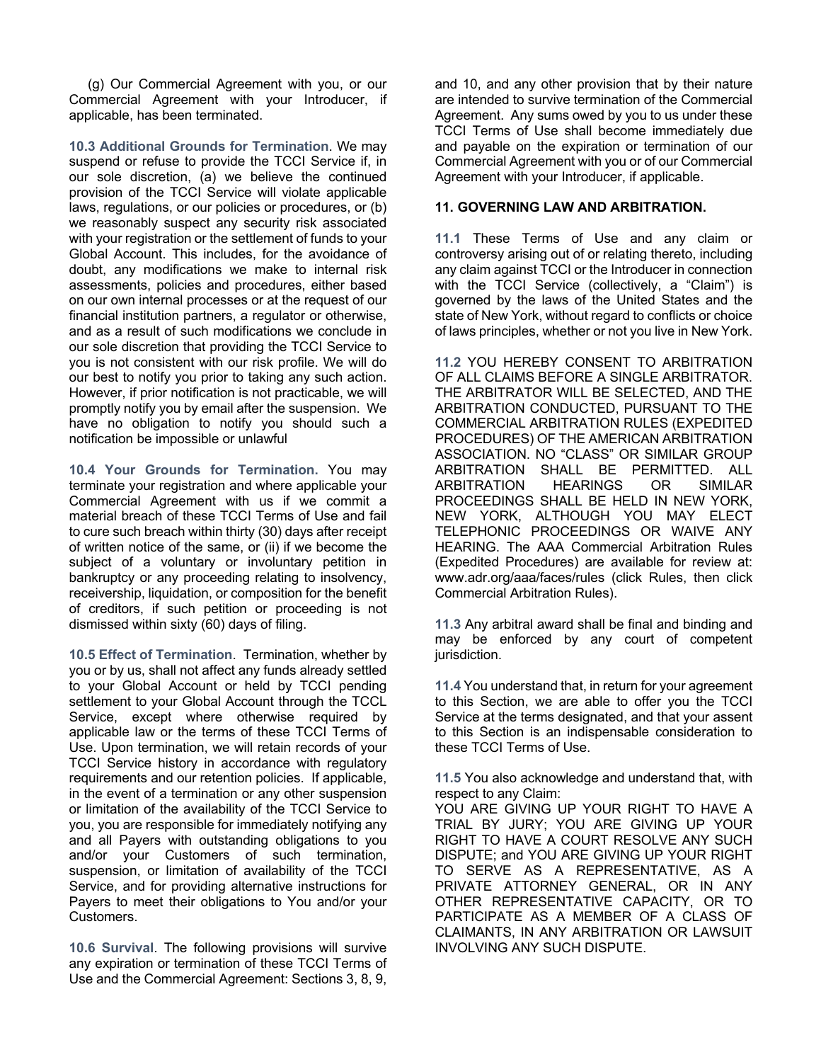(g) Our Commercial Agreement with you, or our Commercial Agreement with your Introducer, if applicable, has been terminated.

**10.3 Additional Grounds for Termination**. We may suspend or refuse to provide the TCCI Service if, in our sole discretion, (a) we believe the continued provision of the TCCI Service will violate applicable laws, regulations, or our policies or procedures, or (b) we reasonably suspect any security risk associated with your registration or the settlement of funds to your Global Account. This includes, for the avoidance of doubt, any modifications we make to internal risk assessments, policies and procedures, either based on our own internal processes or at the request of our financial institution partners, a regulator or otherwise, and as a result of such modifications we conclude in our sole discretion that providing the TCCI Service to you is not consistent with our risk profile. We will do our best to notify you prior to taking any such action. However, if prior notification is not practicable, we will promptly notify you by email after the suspension. We have no obligation to notify you should such a notification be impossible or unlawful

**10.4 Your Grounds for Termination.** You may terminate your registration and where applicable your Commercial Agreement with us if we commit a material breach of these TCCI Terms of Use and fail to cure such breach within thirty (30) days after receipt of written notice of the same, or (ii) if we become the subject of a voluntary or involuntary petition in bankruptcy or any proceeding relating to insolvency, receivership, liquidation, or composition for the benefit of creditors, if such petition or proceeding is not dismissed within sixty (60) days of filing.

**10.5 Effect of Termination**. Termination, whether by you or by us, shall not affect any funds already settled to your Global Account or held by TCCI pending settlement to your Global Account through the TCCL Service, except where otherwise required by applicable law or the terms of these TCCI Terms of Use. Upon termination, we will retain records of your TCCI Service history in accordance with regulatory requirements and our retention policies. If applicable, in the event of a termination or any other suspension or limitation of the availability of the TCCI Service to you, you are responsible for immediately notifying any and all Payers with outstanding obligations to you and/or your Customers of such termination, suspension, or limitation of availability of the TCCI Service, and for providing alternative instructions for Payers to meet their obligations to You and/or your Customers.

**10.6 Survival**. The following provisions will survive any expiration or termination of these TCCI Terms of Use and the Commercial Agreement: Sections 3, 8, 9, and 10, and any other provision that by their nature are intended to survive termination of the Commercial Agreement. Any sums owed by you to us under these TCCI Terms of Use shall become immediately due and payable on the expiration or termination of our Commercial Agreement with you or of our Commercial Agreement with your Introducer, if applicable.

## 11. GOVERNING LAW AND ARBITRATION.

**11.1** These Terms of Use and any claim or controversy arising out of or relating thereto, including any claim against TCCI or the Introducer in connection with the TCCI Service (collectively, a "Claim") is governed by the laws of the United States and the state of New York, without regard to conflicts or choice of laws principles, whether or not you live in New York.

**11.2** YOU HEREBY CONSENT TO ARBITRATION OF ALL CLAIMS BEFORE A SINGLE ARBITRATOR. THE ARBITRATOR WILL BE SELECTED, AND THE ARBITRATION CONDUCTED, PURSUANT TO THE COMMERCIAL ARBITRATION RULES (EXPEDITED PROCEDURES) OF THE AMERICAN ARBITRATION ASSOCIATION. NO "CLASS" OR SIMILAR GROUP ARBITRATION SHALL BE PERMITTED. ALL ARBITRATION HEARINGS OR SIMILAR PROCEEDINGS SHALL BE HELD IN NEW YORK, NEW YORK, ALTHOUGH YOU MAY ELECT TELEPHONIC PROCEEDINGS OR WAIVE ANY HEARING. The AAA Commercial Arbitration Rules (Expedited Procedures) are available for review at: www.adr.org/aaa/faces/rules (click Rules, then click Commercial Arbitration Rules).

**11.3** Any arbitral award shall be final and binding and may be enforced by any court of competent jurisdiction.

**11.4** You understand that, in return for your agreement to this Section, we are able to offer you the TCCI Service at the terms designated, and that your assent to this Section is an indispensable consideration to these TCCI Terms of Use.

**11.5** You also acknowledge and understand that, with respect to any Claim:
YOU ARE GIVING UP YOUR RIGHT TO HAVE A TRIAL BY JURY; YOU ARE GIVING UP YOUR RIGHT TO HAVE A COURT RESOLVE ANY SUCH DISPUTE; and YOU ARE GIVING UP YOUR RIGHT TO SERVE AS A REPRESENTATIVE, AS A PRIVATE ATTORNEY GENERAL, OR IN ANY OTHER REPRESENTATIVE CAPACITY, OR TO PARTICIPATE AS A MEMBER OF A CLASS OF CLAIMANTS, IN ANY ARBITRATION OR LAWSUIT INVOLVING ANY SUCH DISPUTE.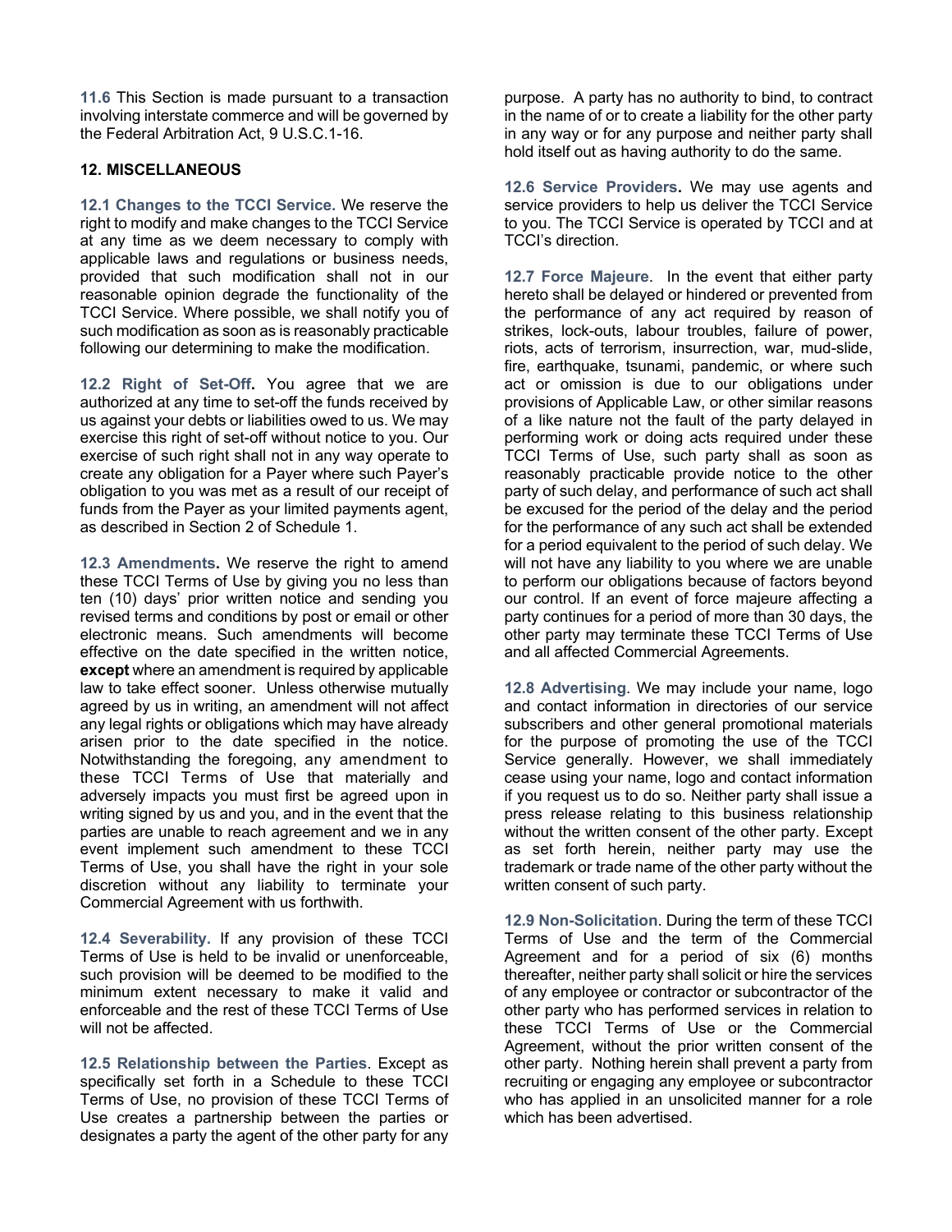**11.6** This Section is made pursuant to a transaction involving interstate commerce and will be governed by the Federal Arbitration Act, 9 U.S.C.1-16.

## 12. MISCELLANEOUS

**12.1 Changes to the TCCI Service.** We reserve the right to modify and make changes to the TCCI Service at any time as we deem necessary to comply with applicable laws and regulations or business needs, provided that such modification shall not in our reasonable opinion degrade the functionality of the TCCI Service. Where possible, we shall notify you of such modification as soon as is reasonably practicable following our determining to make the modification.

**12.2 Right of Set-Off.** You agree that we are authorized at any time to set-off the funds received by us against your debts or liabilities owed to us. We may exercise this right of set-off without notice to you. Our exercise of such right shall not in any way operate to create any obligation for a Payer where such Payer's obligation to you was met as a result of our receipt of funds from the Payer as your limited payments agent, as described in Section 2 of Schedule 1.

**12.3 Amendments.** We reserve the right to amend these TCCI Terms of Use by giving you no less than ten (10) days' prior written notice and sending you revised terms and conditions by post or email or other electronic means. Such amendments will become effective on the date specified in the written notice, **except** where an amendment is required by applicable law to take effect sooner. Unless otherwise mutually agreed by us in writing, an amendment will not affect any legal rights or obligations which may have already arisen prior to the date specified in the notice. Notwithstanding the foregoing, any amendment to these TCCI Terms of Use that materially and adversely impacts you must first be agreed upon in writing signed by us and you, and in the event that the parties are unable to reach agreement and we in any event implement such amendment to these TCCI Terms of Use, you shall have the right in your sole discretion without any liability to terminate your Commercial Agreement with us forthwith.

**12.4 Severability.** If any provision of these TCCI Terms of Use is held to be invalid or unenforceable, such provision will be deemed to be modified to the minimum extent necessary to make it valid and enforceable and the rest of these TCCI Terms of Use will not be affected.

**12.5 Relationship between the Parties**. Except as specifically set forth in a Schedule to these TCCI Terms of Use, no provision of these TCCI Terms of Use creates a partnership between the parties or designates a party the agent of the other party for any purpose. A party has no authority to bind, to contract in the name of or to create a liability for the other party in any way or for any purpose and neither party shall hold itself out as having authority to do the same.

**12.6 Service Providers.** We may use agents and service providers to help us deliver the TCCI Service to you. The TCCI Service is operated by TCCI and at TCCI's direction.

**12.7 Force Majeure**. In the event that either party hereto shall be delayed or hindered or prevented from the performance of any act required by reason of strikes, lock-outs, labour troubles, failure of power, riots, acts of terrorism, insurrection, war, mud-slide, fire, earthquake, tsunami, pandemic, or where such act or omission is due to our obligations under provisions of Applicable Law, or other similar reasons of a like nature not the fault of the party delayed in performing work or doing acts required under these TCCI Terms of Use, such party shall as soon as reasonably practicable provide notice to the other party of such delay, and performance of such act shall be excused for the period of the delay and the period for the performance of any such act shall be extended for a period equivalent to the period of such delay. We will not have any liability to you where we are unable to perform our obligations because of factors beyond our control. If an event of force majeure affecting a party continues for a period of more than 30 days, the other party may terminate these TCCI Terms of Use and all affected Commercial Agreements.

**12.8 Advertising**. We may include your name, logo and contact information in directories of our service subscribers and other general promotional materials for the purpose of promoting the use of the TCCI Service generally. However, we shall immediately cease using your name, logo and contact information if you request us to do so. Neither party shall issue a press release relating to this business relationship without the written consent of the other party. Except as set forth herein, neither party may use the trademark or trade name of the other party without the written consent of such party.

**12.9 Non-Solicitation**. During the term of these TCCI Terms of Use and the term of the Commercial Agreement and for a period of six (6) months thereafter, neither party shall solicit or hire the services of any employee or contractor or subcontractor of the other party who has performed services in relation to these TCCI Terms of Use or the Commercial Agreement, without the prior written consent of the other party. Nothing herein shall prevent a party from recruiting or engaging any employee or subcontractor who has applied in an unsolicited manner for a role which has been advertised.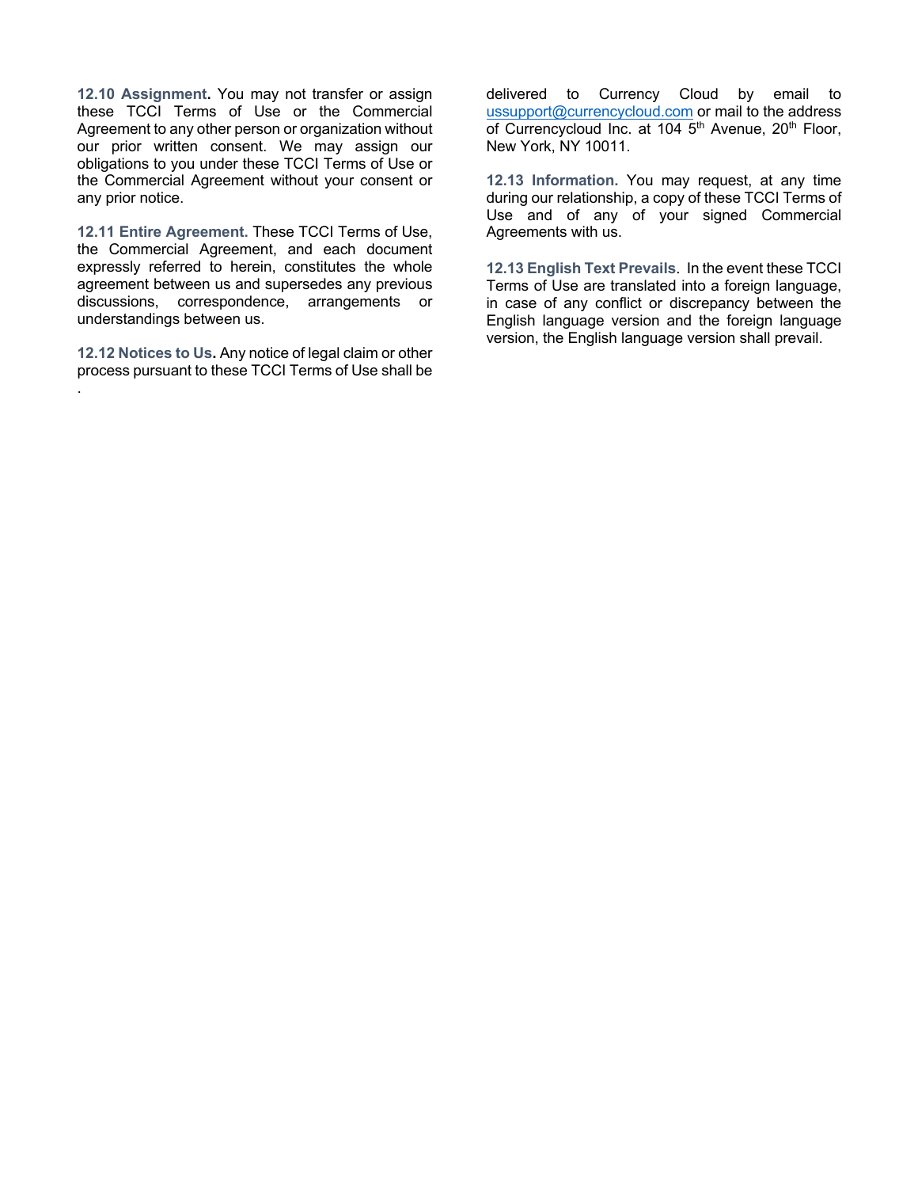**12.10 Assignment.** You may not transfer or assign these TCCI Terms of Use or the Commercial Agreement to any other person or organization without our prior written consent. We may assign our obligations to you under these TCCI Terms of Use or the Commercial Agreement without your consent or any prior notice.

**12.11 Entire Agreement.** These TCCI Terms of Use, the Commercial Agreement, and each document expressly referred to herein, constitutes the whole agreement between us and supersedes any previous discussions, correspondence, arrangements or understandings between us.

**12.12 Notices to Us.** Any notice of legal claim or other process pursuant to these TCCI Terms of Use shall be delivered to Currency Cloud by email to ussupport@currencycloud.com or mail to the address of Currencycloud Inc. at 104 5th Avenue, 20th Floor, New York, NY 10011.

**12.13 Information.** You may request, at any time during our relationship, a copy of these TCCI Terms of Use and of any of your signed Commercial Agreements with us.

**12.13 English Text Prevails.** In the event these TCCI Terms of Use are translated into a foreign language, in case of any conflict or discrepancy between the English language version and the foreign language version, the English language version shall prevail.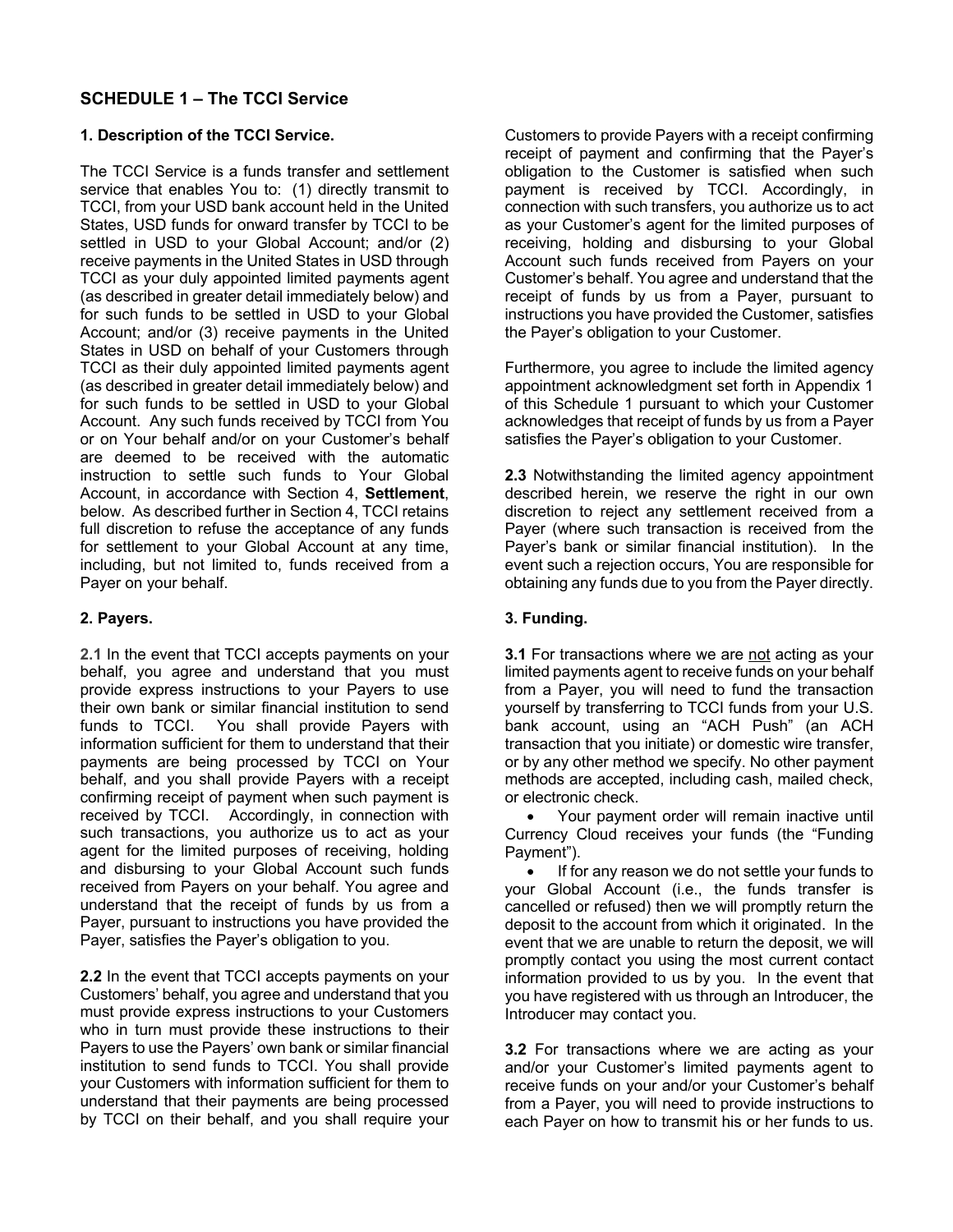## SCHEDULE 1 – The TCCI Service

### 1. Description of the TCCI Service.

The TCCI Service is a funds transfer and settlement service that enables You to: (1) directly transmit to TCCI, from your USD bank account held in the United States, USD funds for onward transfer by TCCI to be settled in USD to your Global Account; and/or (2) receive payments in the United States in USD through TCCI as your duly appointed limited payments agent (as described in greater detail immediately below) and for such funds to be settled in USD to your Global Account; and/or (3) receive payments in the United States in USD on behalf of your Customers through TCCI as their duly appointed limited payments agent (as described in greater detail immediately below) and for such funds to be settled in USD to your Global Account. Any such funds received by TCCI from You or on Your behalf and/or on your Customer's behalf are deemed to be received with the automatic instruction to settle such funds to Your Global Account, in accordance with Section 4, **Settlement**, below. As described further in Section 4, TCCI retains full discretion to refuse the acceptance of any funds for settlement to your Global Account at any time, including, but not limited to, funds received from a Payer on your behalf.

### 2. Payers.

**2.1** In the event that TCCI accepts payments on your behalf, you agree and understand that you must provide express instructions to your Payers to use their own bank or similar financial institution to send funds to TCCI. You shall provide Payers with information sufficient for them to understand that their payments are being processed by TCCI on Your behalf, and you shall provide Payers with a receipt confirming receipt of payment when such payment is received by TCCI. Accordingly, in connection with such transactions, you authorize us to act as your agent for the limited purposes of receiving, holding and disbursing to your Global Account such funds received from Payers on your behalf. You agree and understand that the receipt of funds by us from a Payer, pursuant to instructions you have provided the Payer, satisfies the Payer's obligation to you.

**2.2** In the event that TCCI accepts payments on your Customers' behalf, you agree and understand that you must provide express instructions to your Customers who in turn must provide these instructions to their Payers to use the Payers' own bank or similar financial institution to send funds to TCCI. You shall provide your Customers with information sufficient for them to understand that their payments are being processed by TCCI on their behalf, and you shall require your Customers to provide Payers with a receipt confirming receipt of payment and confirming that the Payer's obligation to the Customer is satisfied when such payment is received by TCCI. Accordingly, in connection with such transfers, you authorize us to act as your Customer's agent for the limited purposes of receiving, holding and disbursing to your Global Account such funds received from Payers on your Customer's behalf. You agree and understand that the receipt of funds by us from a Payer, pursuant to instructions you have provided the Customer, satisfies the Payer's obligation to your Customer.

Furthermore, you agree to include the limited agency appointment acknowledgment set forth in Appendix 1 of this Schedule 1 pursuant to which your Customer acknowledges that receipt of funds by us from a Payer satisfies the Payer's obligation to your Customer.

**2.3** Notwithstanding the limited agency appointment described herein, we reserve the right in our own discretion to reject any settlement received from a Payer (where such transaction is received from the Payer's bank or similar financial institution). In the event such a rejection occurs, You are responsible for obtaining any funds due to you from the Payer directly.

### 3. Funding.

**3.1** For transactions where we are not acting as your limited payments agent to receive funds on your behalf from a Payer, you will need to fund the transaction yourself by transferring to TCCI funds from your U.S. bank account, using an "ACH Push" (an ACH transaction that you initiate) or domestic wire transfer, or by any other method we specify. No other payment methods are accepted, including cash, mailed check, or electronic check.

- Your payment order will remain inactive until Currency Cloud receives your funds (the "Funding Payment").
- If for any reason we do not settle your funds to your Global Account (i.e., the funds transfer is cancelled or refused) then we will promptly return the deposit to the account from which it originated. In the event that we are unable to return the deposit, we will promptly contact you using the most current contact information provided to us by you. In the event that you have registered with us through an Introducer, the Introducer may contact you.

**3.2** For transactions where we are acting as your and/or your Customer's limited payments agent to receive funds on your and/or your Customer's behalf from a Payer, you will need to provide instructions to each Payer on how to transmit his or her funds to us.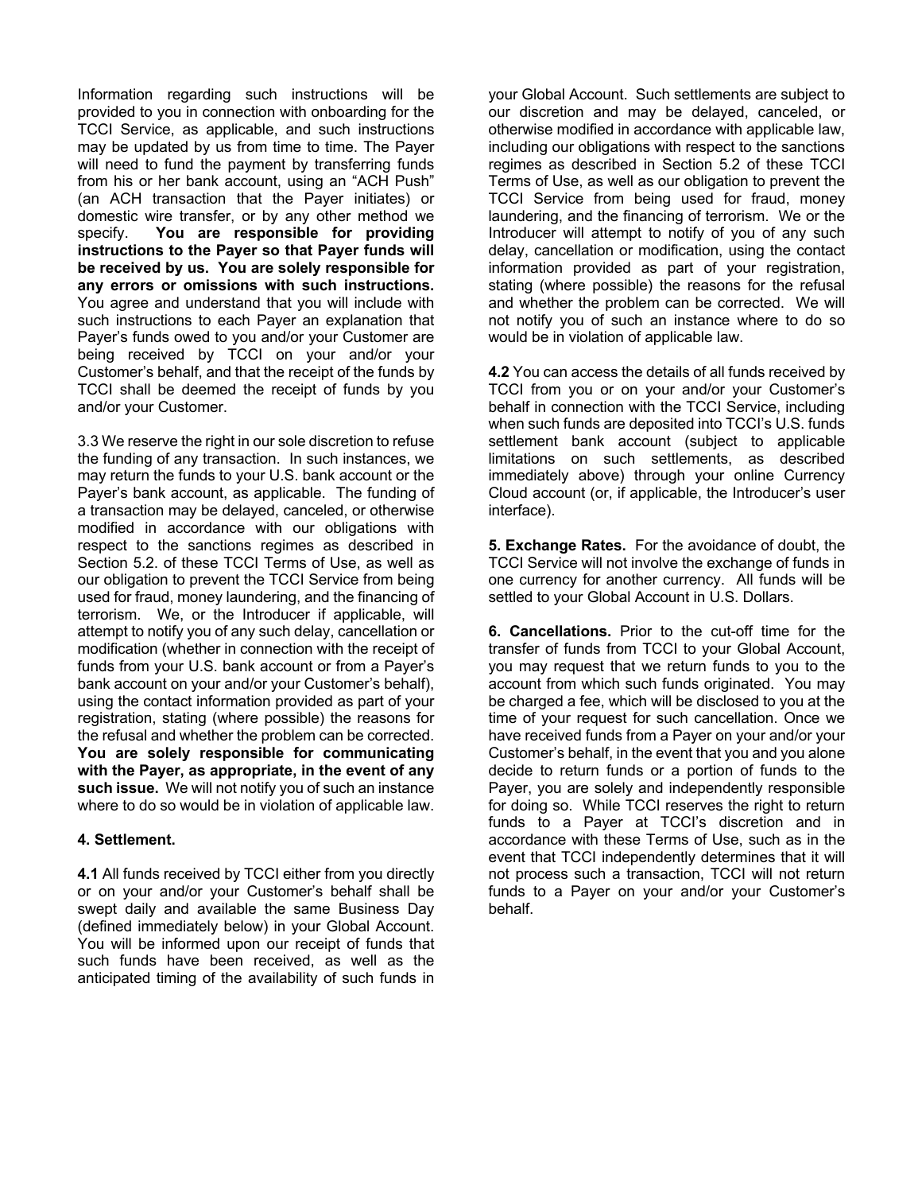Information regarding such instructions will be provided to you in connection with onboarding for the TCCI Service, as applicable, and such instructions may be updated by us from time to time. The Payer will need to fund the payment by transferring funds from his or her bank account, using an "ACH Push" (an ACH transaction that the Payer initiates) or domestic wire transfer, or by any other method we specify. **You are responsible for providing instructions to the Payer so that Payer funds will be received by us. You are solely responsible for any errors or omissions with such instructions.** You agree and understand that you will include with such instructions to each Payer an explanation that Payer's funds owed to you and/or your Customer are being received by TCCI on your and/or your Customer's behalf, and that the receipt of the funds by TCCI shall be deemed the receipt of funds by you and/or your Customer.

3.3 We reserve the right in our sole discretion to refuse the funding of any transaction. In such instances, we may return the funds to your U.S. bank account or the Payer's bank account, as applicable. The funding of a transaction may be delayed, canceled, or otherwise modified in accordance with our obligations with respect to the sanctions regimes as described in Section 5.2. of these TCCI Terms of Use, as well as our obligation to prevent the TCCI Service from being used for fraud, money laundering, and the financing of terrorism. We, or the Introducer if applicable, will attempt to notify you of any such delay, cancellation or modification (whether in connection with the receipt of funds from your U.S. bank account or from a Payer's bank account on your and/or your Customer's behalf), using the contact information provided as part of your registration, stating (where possible) the reasons for the refusal and whether the problem can be corrected. **You are solely responsible for communicating with the Payer, as appropriate, in the event of any such issue.** We will not notify you of such an instance where to do so would be in violation of applicable law.

**4. Settlement.**

**4.1** All funds received by TCCI either from you directly or on your and/or your Customer's behalf shall be swept daily and available the same Business Day (defined immediately below) in your Global Account. You will be informed upon our receipt of funds that such funds have been received, as well as the anticipated timing of the availability of such funds in your Global Account. Such settlements are subject to our discretion and may be delayed, canceled, or otherwise modified in accordance with applicable law, including our obligations with respect to the sanctions regimes as described in Section 5.2 of these TCCI Terms of Use, as well as our obligation to prevent the TCCI Service from being used for fraud, money laundering, and the financing of terrorism. We or the Introducer will attempt to notify of you of any such delay, cancellation or modification, using the contact information provided as part of your registration, stating (where possible) the reasons for the refusal and whether the problem can be corrected. We will not notify you of such an instance where to do so would be in violation of applicable law.

**4.2** You can access the details of all funds received by TCCI from you or on your and/or your Customer's behalf in connection with the TCCI Service, including when such funds are deposited into TCCI's U.S. funds settlement bank account (subject to applicable limitations on such settlements, as described immediately above) through your online Currency Cloud account (or, if applicable, the Introducer's user interface).

**5. Exchange Rates.** For the avoidance of doubt, the TCCI Service will not involve the exchange of funds in one currency for another currency. All funds will be settled to your Global Account in U.S. Dollars.

**6. Cancellations.** Prior to the cut-off time for the transfer of funds from TCCI to your Global Account, you may request that we return funds to you to the account from which such funds originated. You may be charged a fee, which will be disclosed to you at the time of your request for such cancellation. Once we have received funds from a Payer on your and/or your Customer's behalf, in the event that you and you alone decide to return funds or a portion of funds to the Payer, you are solely and independently responsible for doing so. While TCCI reserves the right to return funds to a Payer at TCCI's discretion and in accordance with these Terms of Use, such as in the event that TCCI independently determines that it will not process such a transaction, TCCI will not return funds to a Payer on your and/or your Customer's behalf.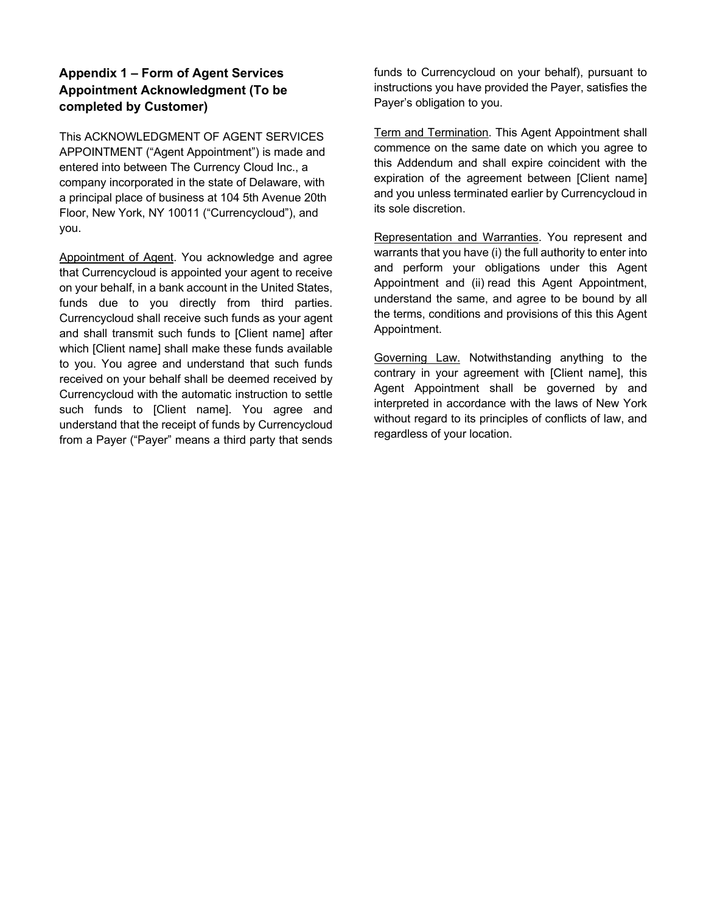## Appendix 1 – Form of Agent Services Appointment Acknowledgment (To be completed by Customer)

This ACKNOWLEDGMENT OF AGENT SERVICES APPOINTMENT (“Agent Appointment”) is made and entered into between The Currency Cloud Inc., a company incorporated in the state of Delaware, with a principal place of business at 104 5th Avenue 20th Floor, New York, NY 10011 (“Currencycloud”), and you.

Appointment of Agent. You acknowledge and agree that Currencycloud is appointed your agent to receive on your behalf, in a bank account in the United States, funds due to you directly from third parties. Currencycloud shall receive such funds as your agent and shall transmit such funds to [Client name] after which [Client name] shall make these funds available to you. You agree and understand that such funds received on your behalf shall be deemed received by Currencycloud with the automatic instruction to settle such funds to [Client name]. You agree and understand that the receipt of funds by Currencycloud from a Payer (“Payer” means a third party that sends funds to Currencycloud on your behalf), pursuant to instructions you have provided the Payer, satisfies the Payer’s obligation to you.

Term and Termination. This Agent Appointment shall commence on the same date on which you agree to this Addendum and shall expire coincident with the expiration of the agreement between [Client name] and you unless terminated earlier by Currencycloud in its sole discretion.

Representation and Warranties. You represent and warrants that you have (i) the full authority to enter into and perform your obligations under this Agent Appointment and (ii) read this Agent Appointment, understand the same, and agree to be bound by all the terms, conditions and provisions of this this Agent Appointment.

Governing Law. Notwithstanding anything to the contrary in your agreement with [Client name], this Agent Appointment shall be governed by and interpreted in accordance with the laws of New York without regard to its principles of conflicts of law, and regardless of your location.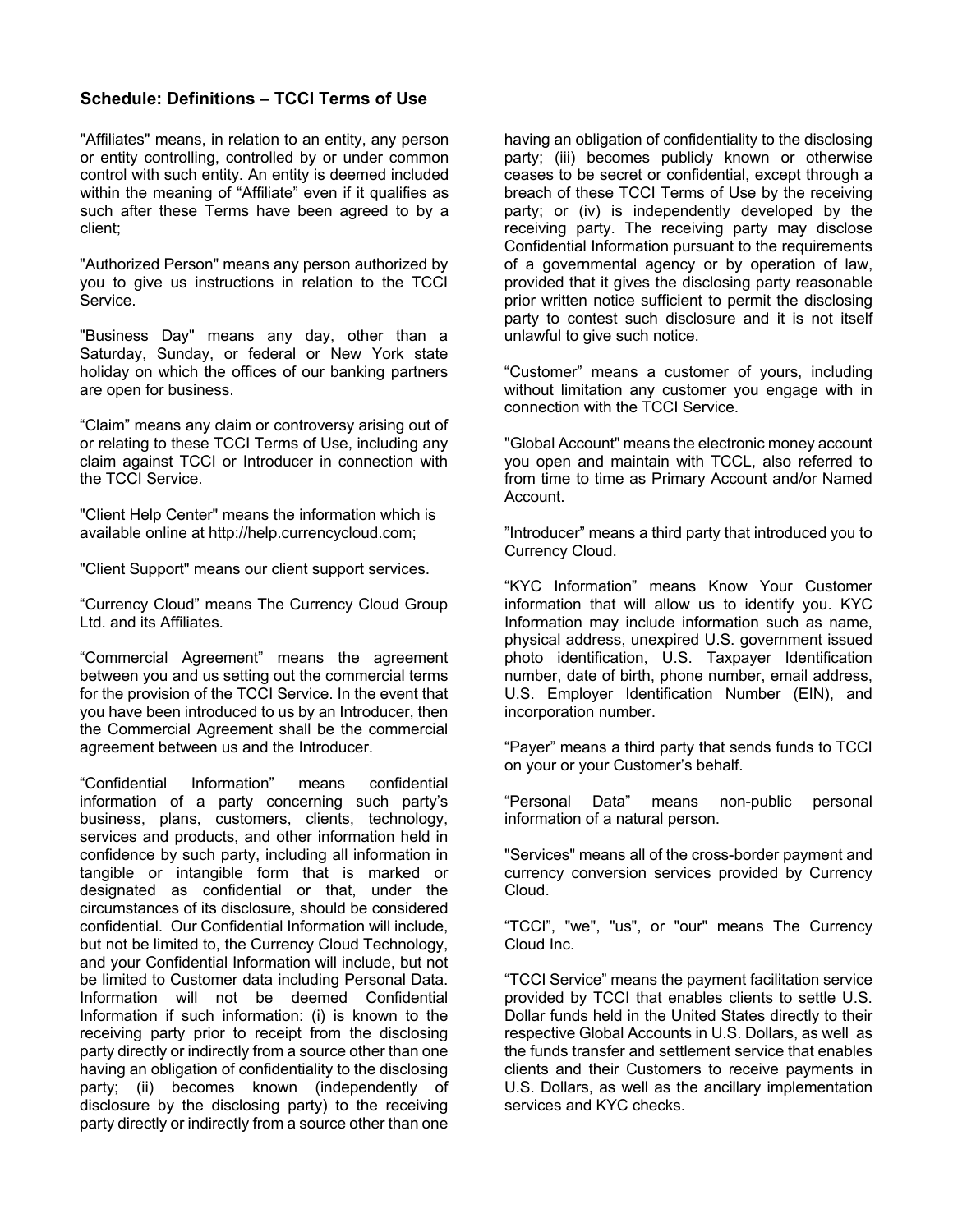### Schedule: Definitions – TCCI Terms of Use

"Affiliates" means, in relation to an entity, any person or entity controlling, controlled by or under common control with such entity. An entity is deemed included within the meaning of "Affiliate" even if it qualifies as such after these Terms have been agreed to by a client;

"Authorized Person" means any person authorized by you to give us instructions in relation to the TCCI Service.

"Business Day" means any day, other than a Saturday, Sunday, or federal or New York state holiday on which the offices of our banking partners are open for business.

"Claim" means any claim or controversy arising out of or relating to these TCCI Terms of Use, including any claim against TCCI or Introducer in connection with the TCCI Service.

"Client Help Center" means the information which is available online at http://help.currencycloud.com;

"Client Support" means our client support services.

"Currency Cloud" means The Currency Cloud Group Ltd. and its Affiliates.

"Commercial Agreement" means the agreement between you and us setting out the commercial terms for the provision of the TCCI Service. In the event that you have been introduced to us by an Introducer, then the Commercial Agreement shall be the commercial agreement between us and the Introducer.

"Confidential Information" means confidential information of a party concerning such party's business, plans, customers, clients, technology, services and products, and other information held in confidence by such party, including all information in tangible or intangible form that is marked or designated as confidential or that, under the circumstances of its disclosure, should be considered confidential. Our Confidential Information will include, but not be limited to, the Currency Cloud Technology, and your Confidential Information will include, but not be limited to Customer data including Personal Data. Information will not be deemed Confidential Information if such information: (i) is known to the receiving party prior to receipt from the disclosing party directly or indirectly from a source other than one having an obligation of confidentiality to the disclosing party; (ii) becomes known (independently of disclosure by the disclosing party) to the receiving party directly or indirectly from a source other than one having an obligation of confidentiality to the disclosing party; (iii) becomes publicly known or otherwise ceases to be secret or confidential, except through a breach of these TCCI Terms of Use by the receiving party; or (iv) is independently developed by the receiving party. The receiving party may disclose Confidential Information pursuant to the requirements of a governmental agency or by operation of law, provided that it gives the disclosing party reasonable prior written notice sufficient to permit the disclosing party to contest such disclosure and it is not itself unlawful to give such notice.

"Customer" means a customer of yours, including without limitation any customer you engage with in connection with the TCCI Service.

"Global Account" means the electronic money account you open and maintain with TCCL, also referred to from time to time as Primary Account and/or Named Account.

"Introducer" means a third party that introduced you to Currency Cloud.

"KYC Information" means Know Your Customer information that will allow us to identify you. KYC Information may include information such as name, physical address, unexpired U.S. government issued photo identification, U.S. Taxpayer Identification number, date of birth, phone number, email address, U.S. Employer Identification Number (EIN), and incorporation number.

"Payer" means a third party that sends funds to TCCI on your or your Customer's behalf.

"Personal Data" means non-public personal information of a natural person.

"Services" means all of the cross-border payment and currency conversion services provided by Currency Cloud.

"TCCI", "we", "us", or "our" means The Currency Cloud Inc.

"TCCI Service" means the payment facilitation service provided by TCCI that enables clients to settle U.S. Dollar funds held in the United States directly to their respective Global Accounts in U.S. Dollars, as well as the funds transfer and settlement service that enables clients and their Customers to receive payments in U.S. Dollars, as well as the ancillary implementation services and KYC checks.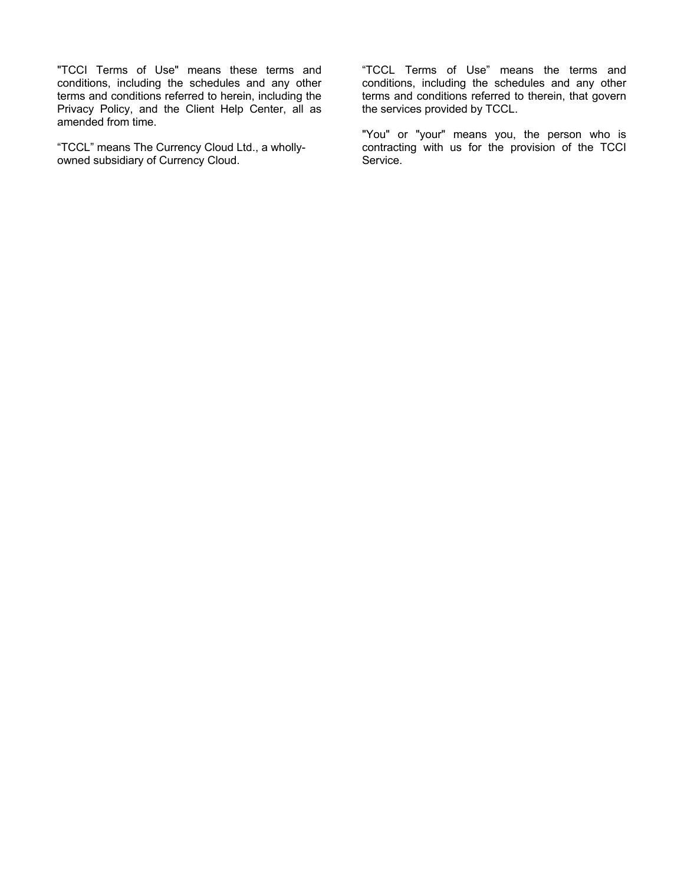"TCCI Terms of Use" means these terms and conditions, including the schedules and any other terms and conditions referred to herein, including the Privacy Policy, and the Client Help Center, all as amended from time.

“TCCL” means The Currency Cloud Ltd., a wholly-owned subsidiary of Currency Cloud.

“TCCL Terms of Use” means the terms and conditions, including the schedules and any other terms and conditions referred to therein, that govern the services provided by TCCL.

"You" or "your" means you, the person who is contracting with us for the provision of the TCCI Service.